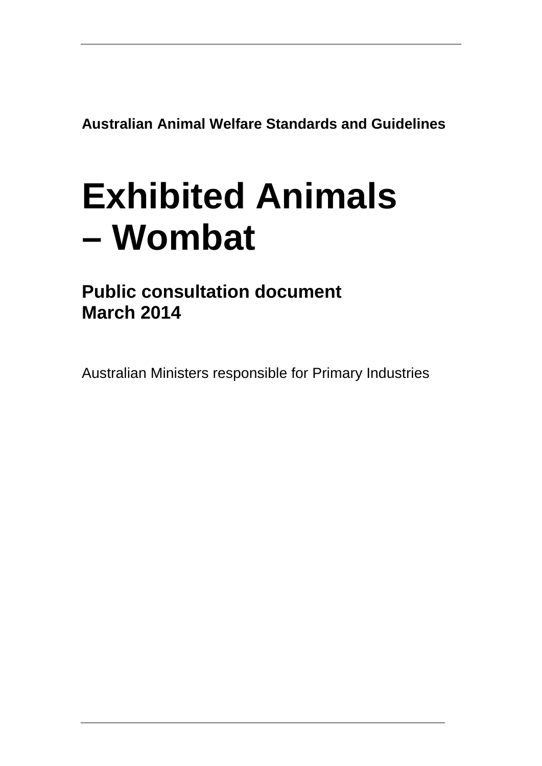**Australian Animal Welfare Standards and Guidelines**

# Exhibited Animals – Wombat

## Public consultation document
## March 2014

Australian Ministers responsible for Primary Industries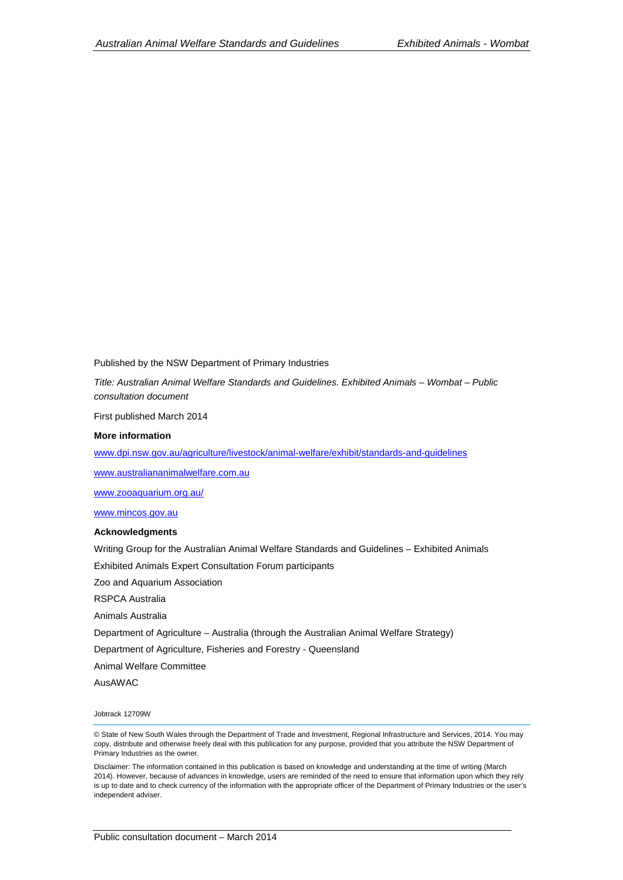Published by the NSW Department of Primary Industries

*Title: Australian Animal Welfare Standards and Guidelines. Exhibited Animals – Wombat – Public consultation document*

First published March 2014

**More information**

www.dpi.nsw.gov.au/agriculture/livestock/animal-welfare/exhibit/standards-and-guidelines

www.australiananimalwelfare.com.au

www.zooaquarium.org.au/

www.mincos.gov.au

**Acknowledgments**

Writing Group for the Australian Animal Welfare Standards and Guidelines – Exhibited Animals

Exhibited Animals Expert Consultation Forum participants

Zoo and Aquarium Association

RSPCA Australia

Animals Australia

Department of Agriculture – Australia (through the Australian Animal Welfare Strategy)

Department of Agriculture, Fisheries and Forestry - Queensland

Animal Welfare Committee

AusAWAC

Jobtrack 12709W

© State of New South Wales through the Department of Trade and Investment, Regional Infrastructure and Services, 2014. You may copy, distribute and otherwise freely deal with this publication for any purpose, provided that you attribute the NSW Department of Primary Industries as the owner.

Disclaimer: The information contained in this publication is based on knowledge and understanding at the time of writing (March 2014). However, because of advances in knowledge, users are reminded of the need to ensure that information upon which they rely is up to date and to check currency of the information with the appropriate officer of the Department of Primary Industries or the user's independent adviser.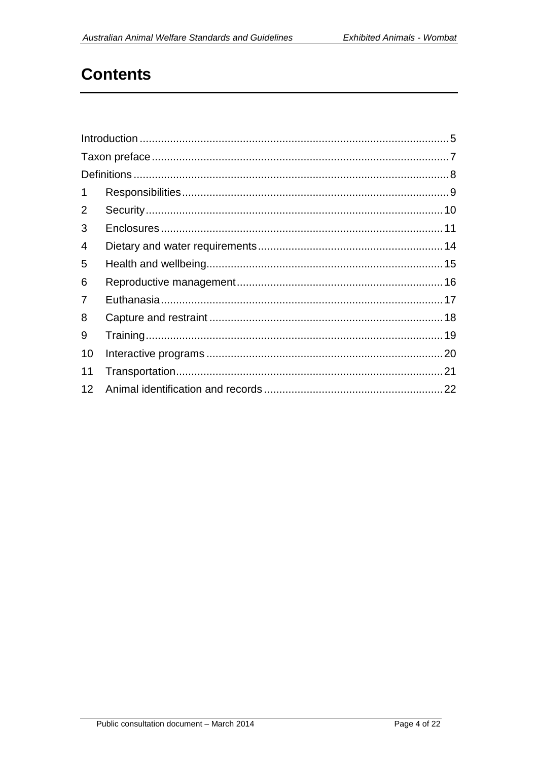# Contents

Introduction ..................................................................................................... 5
Taxon preface ................................................................................................. 7
Definitions ....................................................................................................... 8
1 Responsibilities ........................................................................................ 9
2 Security .................................................................................................. 10
3 Enclosures ............................................................................................. 11
4 Dietary and water requirements ............................................................. 14
5 Health and wellbeing ............................................................................... 15
6 Reproductive management .................................................................... 16
7 Euthanasia ............................................................................................. 17
8 Capture and restraint ............................................................................. 18
9 Training .................................................................................................. 19
10 Interactive programs .............................................................................. 20
11 Transportation ........................................................................................ 21
12 Animal identification and records ........................................................... 22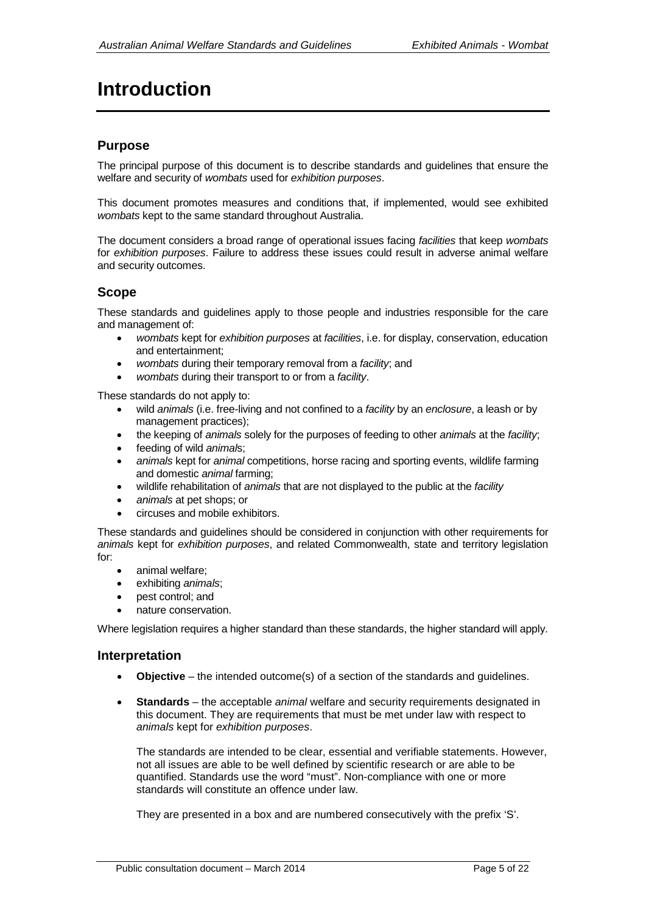# Introduction

## Purpose

The principal purpose of this document is to describe standards and guidelines that ensure the welfare and security of *wombats* used for *exhibition purposes*.

This document promotes measures and conditions that, if implemented, would see exhibited *wombats* kept to the same standard throughout Australia.

The document considers a broad range of operational issues facing *facilities* that keep *wombats* for *exhibition purposes*. Failure to address these issues could result in adverse animal welfare and security outcomes.

## Scope

These standards and guidelines apply to those people and industries responsible for the care and management of:

- *wombats* kept for *exhibition purposes* at *facilities*, i.e. for display, conservation, education and entertainment;
- *wombats* during their temporary removal from a *facility*; and
- *wombats* during their transport to or from a *facility*.

These standards do not apply to:

- wild *animals* (i.e. free-living and not confined to a *facility* by an *enclosure*, a leash or by management practices);
- the keeping of *animals* solely for the purposes of feeding to other *animals* at the *facility*;
- feeding of wild *animals*;
- *animals* kept for *animal* competitions, horse racing and sporting events, wildlife farming and domestic *animal* farming;
- wildlife rehabilitation of *animals* that are not displayed to the public at the *facility*
- *animals* at pet shops; or
- circuses and mobile exhibitors.

These standards and guidelines should be considered in conjunction with other requirements for *animals* kept for *exhibition purposes*, and related Commonwealth, state and territory legislation for:

- animal welfare;
- exhibiting *animals*;
- pest control; and
- nature conservation.

Where legislation requires a higher standard than these standards, the higher standard will apply.

## Interpretation

- **Objective** – the intended outcome(s) of a section of the standards and guidelines.
- **Standards** – the acceptable *animal* welfare and security requirements designated in this document. They are requirements that must be met under law with respect to *animals* kept for *exhibition purposes*.

  The standards are intended to be clear, essential and verifiable statements. However, not all issues are able to be well defined by scientific research or are able to be quantified. Standards use the word "must". Non-compliance with one or more standards will constitute an offence under law.

  They are presented in a box and are numbered consecutively with the prefix 'S'.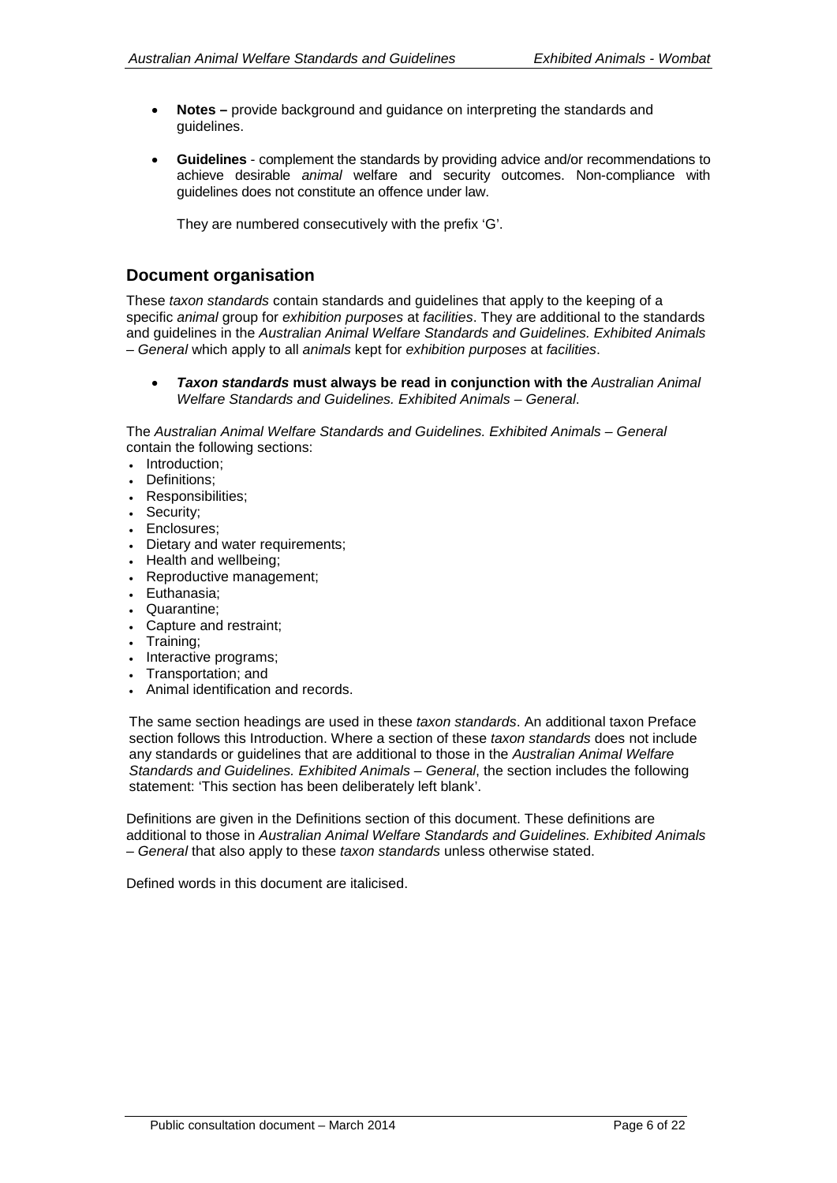- **Notes –** provide background and guidance on interpreting the standards and guidelines.

- **Guidelines** - complement the standards by providing advice and/or recommendations to achieve desirable *animal* welfare and security outcomes. Non-compliance with guidelines does not constitute an offence under law.

  They are numbered consecutively with the prefix 'G'.

## Document organisation

These *taxon standards* contain standards and guidelines that apply to the keeping of a specific *animal* group for *exhibition purposes* at *facilities*. They are additional to the standards and guidelines in the *Australian Animal Welfare Standards and Guidelines. Exhibited Animals – General* which apply to all *animals* kept for *exhibition purposes* at *facilities*.

- ***Taxon standards* must always be read in conjunction with the** *Australian Animal Welfare Standards and Guidelines. Exhibited Animals – General*.

The *Australian Animal Welfare Standards and Guidelines. Exhibited Animals – General* contain the following sections:

- Introduction;
- Definitions;
- Responsibilities;
- Security;
- Enclosures;
- Dietary and water requirements;
- Health and wellbeing;
- Reproductive management;
- Euthanasia;
- Quarantine;
- Capture and restraint;
- Training;
- Interactive programs;
- Transportation; and
- Animal identification and records.

The same section headings are used in these *taxon standards*. An additional taxon Preface section follows this Introduction. Where a section of these *taxon standards* does not include any standards or guidelines that are additional to those in the *Australian Animal Welfare Standards and Guidelines. Exhibited Animals – General*, the section includes the following statement: 'This section has been deliberately left blank'.

Definitions are given in the Definitions section of this document. These definitions are additional to those in *Australian Animal Welfare Standards and Guidelines. Exhibited Animals – General* that also apply to these *taxon standards* unless otherwise stated.

Defined words in this document are italicised.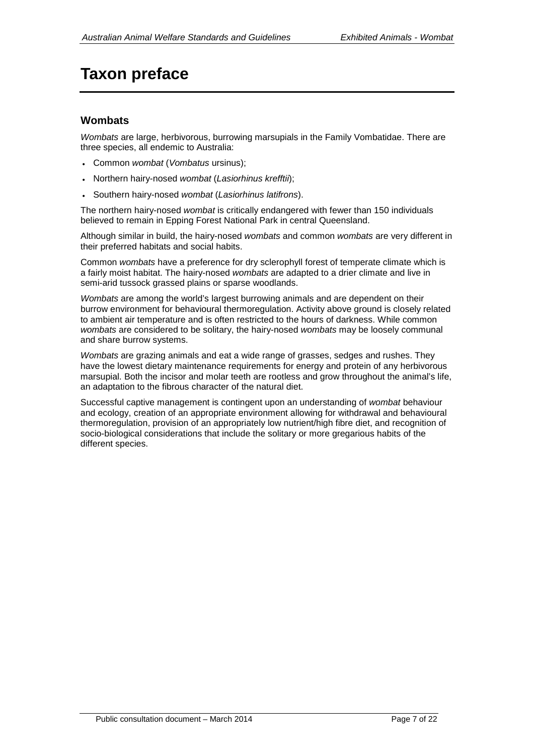# Taxon preface

## Wombats

*Wombats* are large, herbivorous, burrowing marsupials in the Family Vombatidae. There are three species, all endemic to Australia:

- Common *wombat* (*Vombatus* ursinus);
- Northern hairy-nosed *wombat* (*Lasiorhinus krefftii*);
- Southern hairy-nosed *wombat* (*Lasiorhinus latifrons*).

The northern hairy-nosed *wombat* is critically endangered with fewer than 150 individuals believed to remain in Epping Forest National Park in central Queensland.

Although similar in build, the hairy-nosed *wombats* and common *wombats* are very different in their preferred habitats and social habits.

Common *wombats* have a preference for dry sclerophyll forest of temperate climate which is a fairly moist habitat. The hairy-nosed *wombats* are adapted to a drier climate and live in semi-arid tussock grassed plains or sparse woodlands.

*Wombats* are among the world's largest burrowing animals and are dependent on their burrow environment for behavioural thermoregulation. Activity above ground is closely related to ambient air temperature and is often restricted to the hours of darkness. While common *wombats* are considered to be solitary, the hairy-nosed *wombats* may be loosely communal and share burrow systems.

*Wombats* are grazing animals and eat a wide range of grasses, sedges and rushes. They have the lowest dietary maintenance requirements for energy and protein of any herbivorous marsupial. Both the incisor and molar teeth are rootless and grow throughout the animal's life, an adaptation to the fibrous character of the natural diet.

Successful captive management is contingent upon an understanding of *wombat* behaviour and ecology, creation of an appropriate environment allowing for withdrawal and behavioural thermoregulation, provision of an appropriately low nutrient/high fibre diet, and recognition of socio-biological considerations that include the solitary or more gregarious habits of the different species.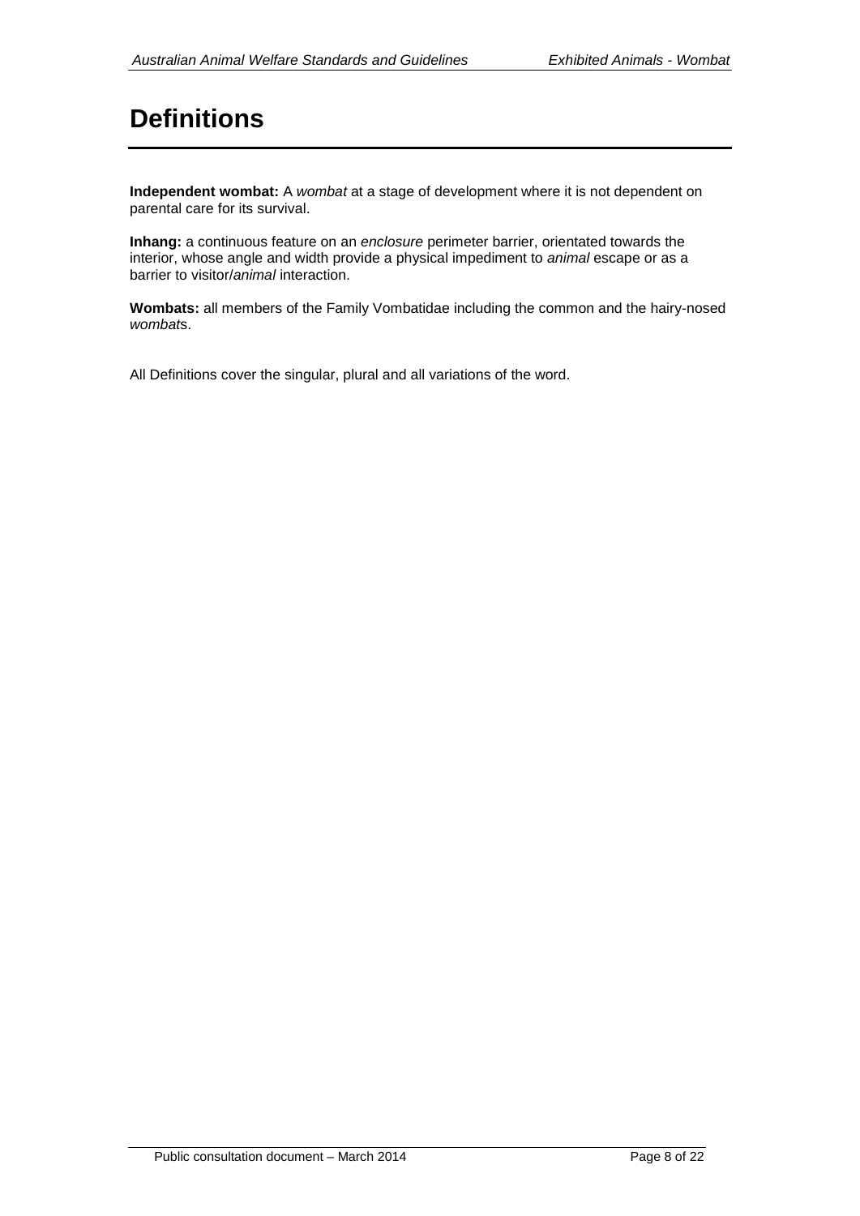# Definitions

**Independent wombat:** A *wombat* at a stage of development where it is not dependent on parental care for its survival.

**Inhang:** a continuous feature on an *enclosure* perimeter barrier, orientated towards the interior, whose angle and width provide a physical impediment to *animal* escape or as a barrier to visitor/*animal* interaction.

**Wombats:** all members of the Family Vombatidae including the common and the hairy-nosed *wombat*s.

All Definitions cover the singular, plural and all variations of the word.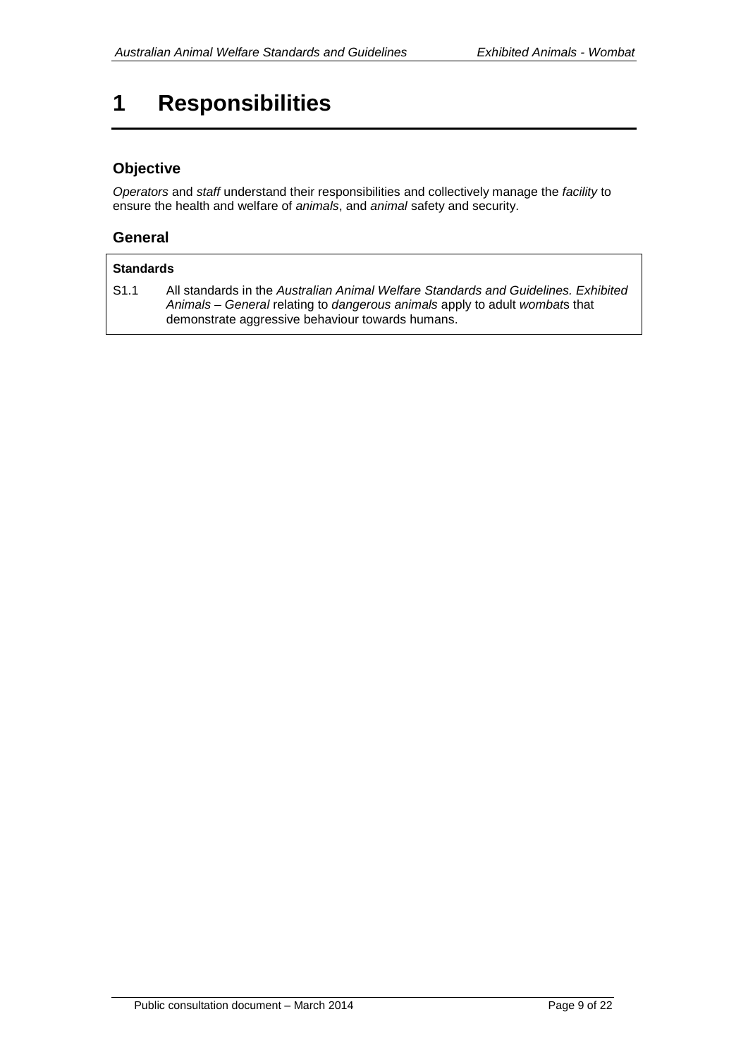# 1 Responsibilities

## Objective

*Operators* and *staff* understand their responsibilities and collectively manage the *facility* to ensure the health and welfare of *animals*, and *animal* safety and security.

## General

**Standards**

S1.1 All standards in the *Australian Animal Welfare Standards and Guidelines. Exhibited Animals – General* relating to *dangerous animals* apply to adult *wombat*s that demonstrate aggressive behaviour towards humans.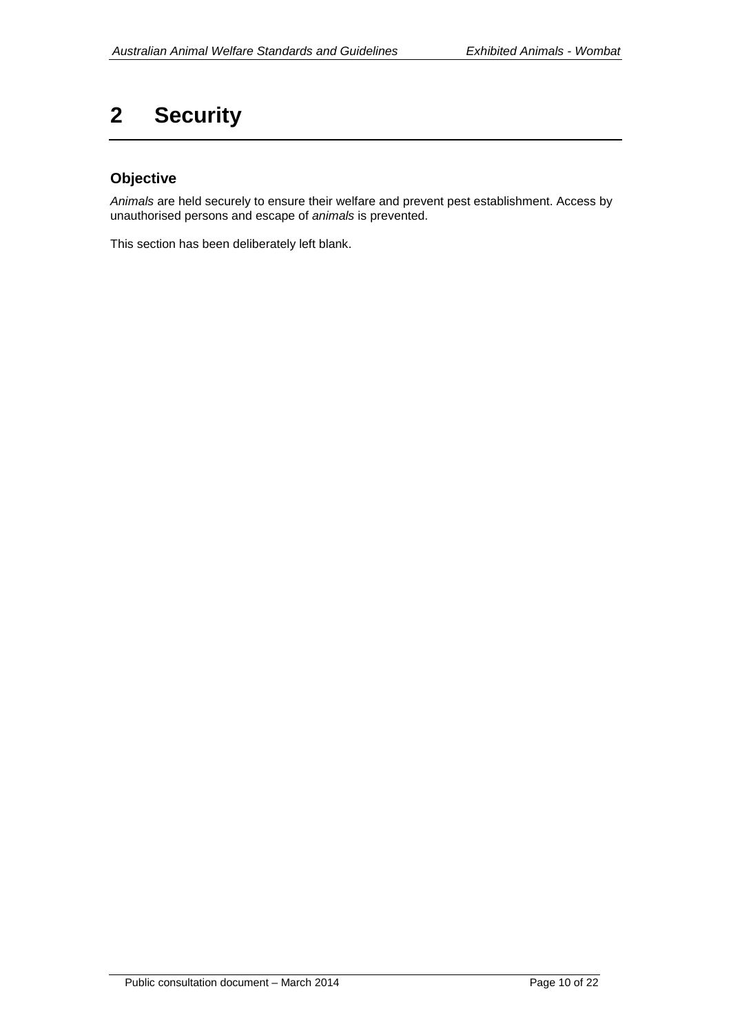# 2 Security

## Objective

*Animals* are held securely to ensure their welfare and prevent pest establishment. Access by unauthorised persons and escape of *animals* is prevented.

This section has been deliberately left blank.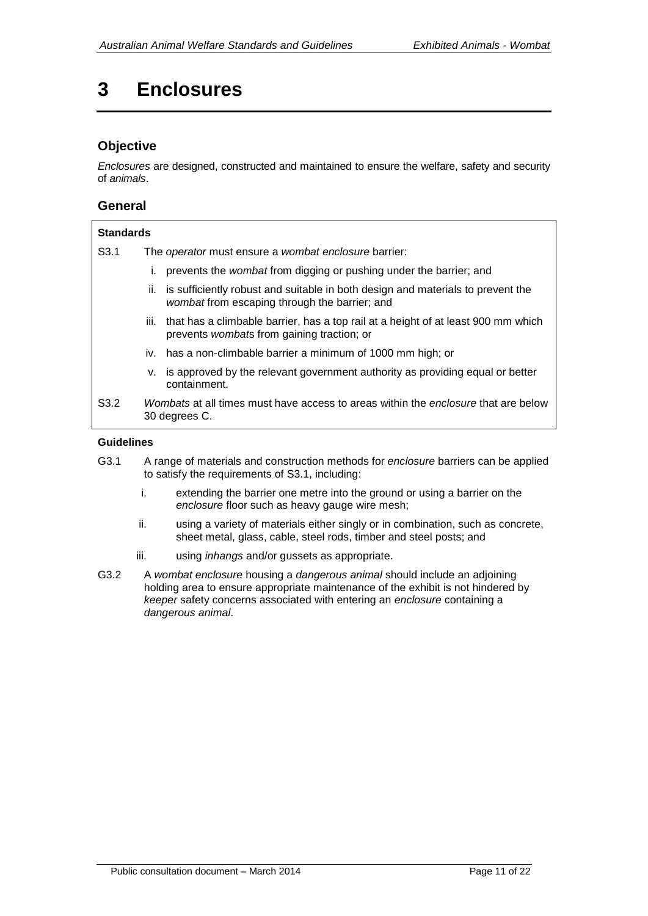# 3 Enclosures

## Objective

*Enclosures* are designed, constructed and maintained to ensure the welfare, safety and security of *animals*.

## General

**Standards**

S3.1 The *operator* must ensure a *wombat enclosure* barrier:

i. prevents the *wombat* from digging or pushing under the barrier; and

ii. is sufficiently robust and suitable in both design and materials to prevent the *wombat* from escaping through the barrier; and

iii. that has a climbable barrier, has a top rail at a height of at least 900 mm which prevents *wombat*s from gaining traction; or

iv. has a non-climbable barrier a minimum of 1000 mm high; or

v. is approved by the relevant government authority as providing equal or better containment.

S3.2 *Wombats* at all times must have access to areas within the *enclosure* that are below 30 degrees C.

**Guidelines**

G3.1 A range of materials and construction methods for *enclosure* barriers can be applied to satisfy the requirements of S3.1, including:

i. extending the barrier one metre into the ground or using a barrier on the *enclosure* floor such as heavy gauge wire mesh;

ii. using a variety of materials either singly or in combination, such as concrete, sheet metal, glass, cable, steel rods, timber and steel posts; and

iii. using *inhangs* and/or gussets as appropriate.

G3.2 A *wombat enclosure* housing a *dangerous animal* should include an adjoining holding area to ensure appropriate maintenance of the exhibit is not hindered by *keeper* safety concerns associated with entering an *enclosure* containing a *dangerous animal*.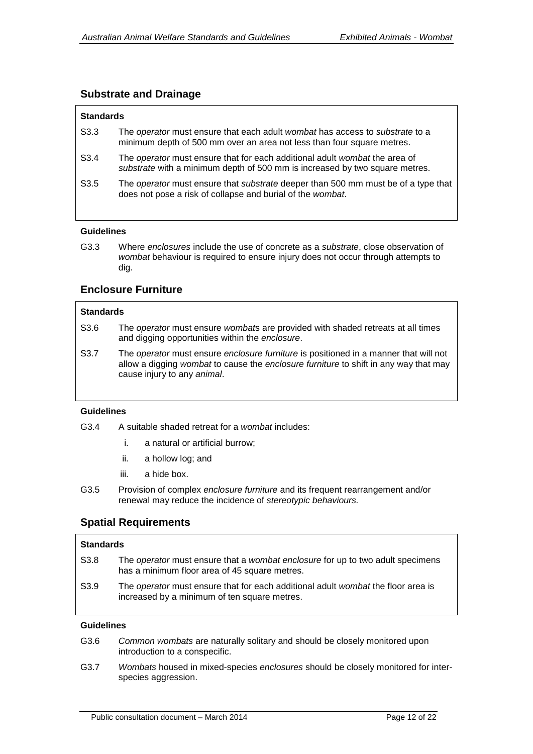## Substrate and Drainage

**Standards**

S3.3 The *operator* must ensure that each adult *wombat* has access to *substrate* to a minimum depth of 500 mm over an area not less than four square metres.

S3.4 The *operator* must ensure that for each additional adult *wombat* the area of *substrate* with a minimum depth of 500 mm is increased by two square metres.

S3.5 The *operator* must ensure that *substrate* deeper than 500 mm must be of a type that does not pose a risk of collapse and burial of the *wombat*.

**Guidelines**

G3.3 Where *enclosures* include the use of concrete as a *substrate*, close observation of *wombat* behaviour is required to ensure injury does not occur through attempts to dig.

## Enclosure Furniture

**Standards**

S3.6 The *operator* must ensure *wombat*s are provided with shaded retreats at all times and digging opportunities within the *enclosure*.

S3.7 The *operator* must ensure *enclosure furniture* is positioned in a manner that will not allow a digging *wombat* to cause the *enclosure furniture* to shift in any way that may cause injury to any *animal*.

**Guidelines**

G3.4 A suitable shaded retreat for a *wombat* includes:

i. a natural or artificial burrow;
ii. a hollow log; and
iii. a hide box.

G3.5 Provision of complex *enclosure furniture* and its frequent rearrangement and/or renewal may reduce the incidence of *stereotypic behaviours.*

## Spatial Requirements

**Standards**

S3.8 The *operator* must ensure that a *wombat enclosure* for up to two adult specimens has a minimum floor area of 45 square metres.

S3.9 The *operator* must ensure that for each additional adult *wombat* the floor area is increased by a minimum of ten square metres.

**Guidelines**

G3.6 *Common wombats* are naturally solitary and should be closely monitored upon introduction to a conspecific.

G3.7 *Wombats* housed in mixed-species *enclosures* should be closely monitored for inter-species aggression.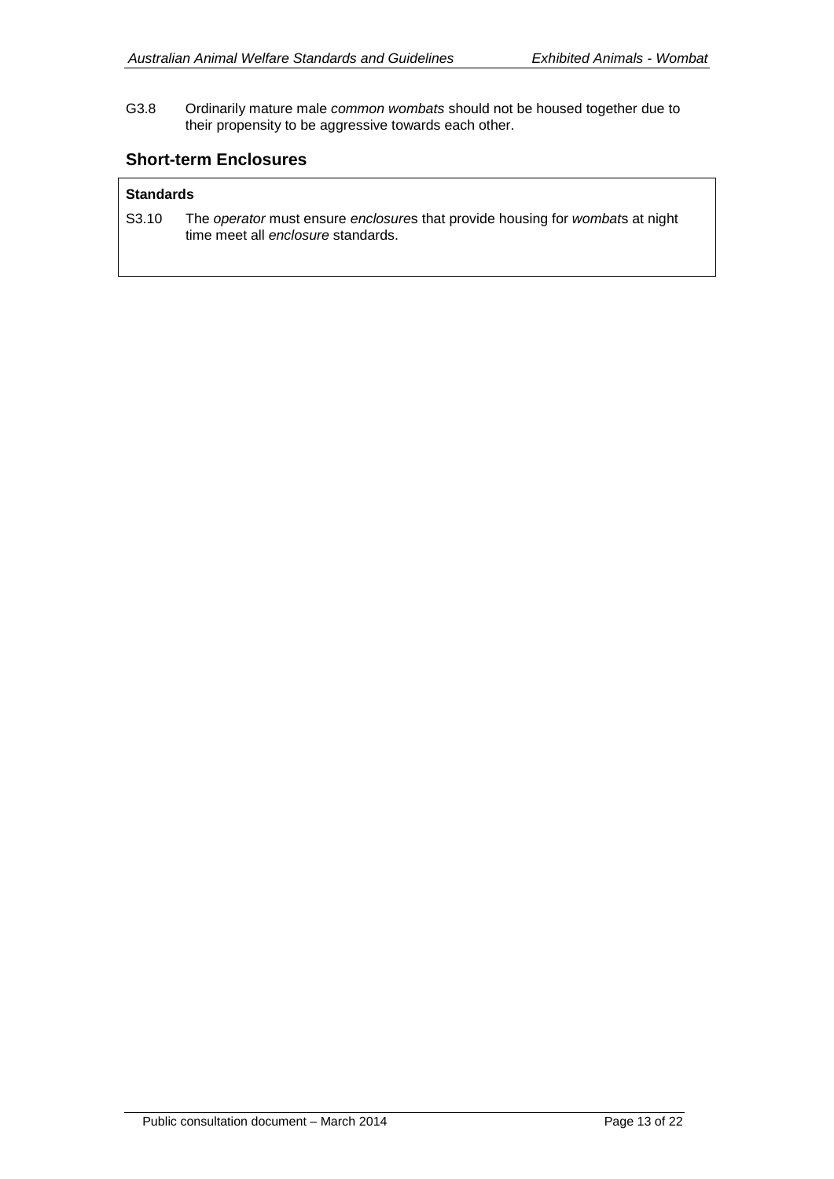G3.8 Ordinarily mature male *common wombats* should not be housed together due to their propensity to be aggressive towards each other.

## Short-term Enclosures

**Standards**

S3.10 The *operator* must ensure *enclosure*s that provide housing for *wombat*s at night time meet all *enclosure* standards.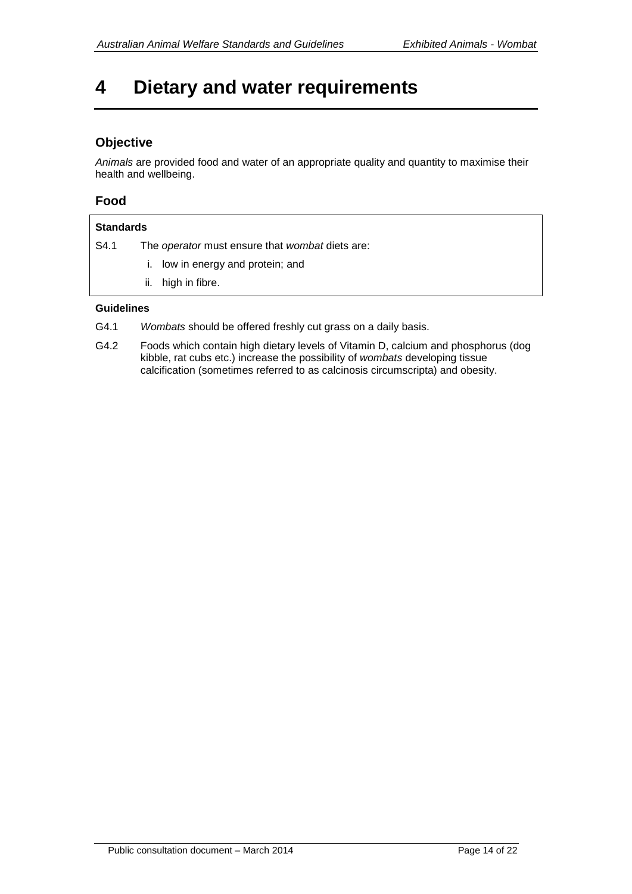# 4 Dietary and water requirements

## Objective

*Animals* are provided food and water of an appropriate quality and quantity to maximise their health and wellbeing.

## Food

**Standards**

S4.1 The *operator* must ensure that *wombat* diets are:

i. low in energy and protein; and

ii. high in fibre.

**Guidelines**

G4.1 *Wombats* should be offered freshly cut grass on a daily basis.

G4.2 Foods which contain high dietary levels of Vitamin D, calcium and phosphorus (dog kibble, rat cubs etc.) increase the possibility of *wombats* developing tissue calcification (sometimes referred to as calcinosis circumscripta) and obesity.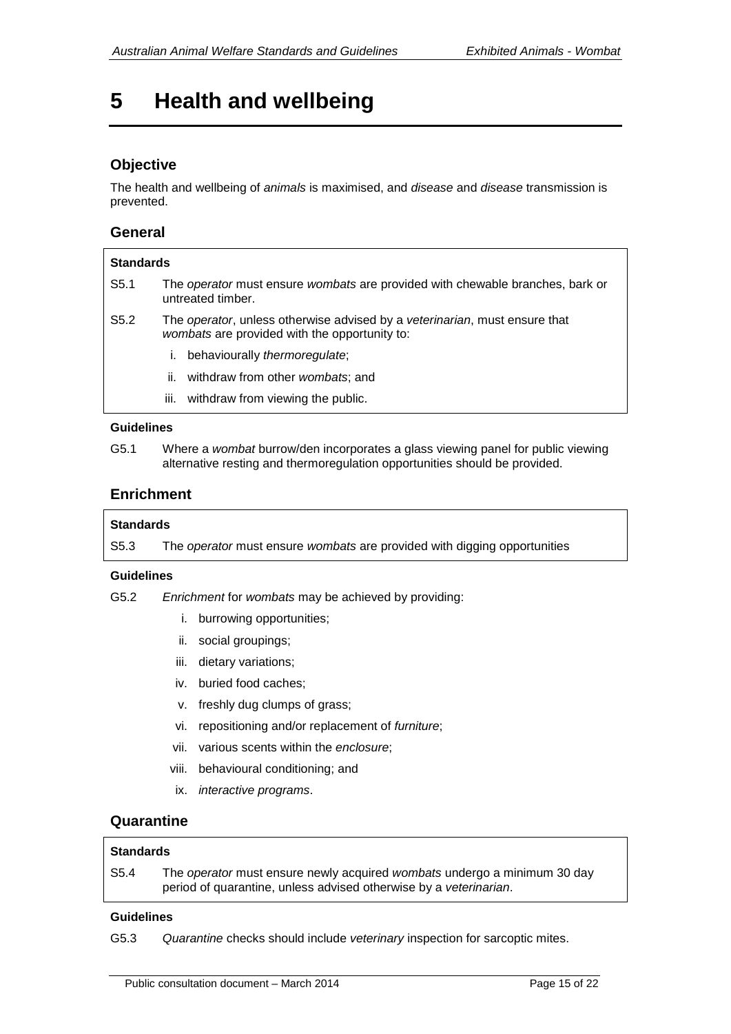# 5 Health and wellbeing

## Objective

The health and wellbeing of *animals* is maximised, and *disease* and *disease* transmission is prevented.

## General

**Standards**

S5.1 The *operator* must ensure *wombats* are provided with chewable branches, bark or untreated timber.

S5.2 The *operator*, unless otherwise advised by a *veterinarian*, must ensure that *wombats* are provided with the opportunity to:

- i. behaviourally *thermoregulate*;
- ii. withdraw from other *wombats*; and
- iii. withdraw from viewing the public.

**Guidelines**

G5.1 Where a *wombat* burrow/den incorporates a glass viewing panel for public viewing alternative resting and thermoregulation opportunities should be provided.

## Enrichment

**Standards**

S5.3 The *operator* must ensure *wombats* are provided with digging opportunities

**Guidelines**

G5.2 *Enrichment* for *wombats* may be achieved by providing:

- i. burrowing opportunities;
- ii. social groupings;
- iii. dietary variations;
- iv. buried food caches;
- v. freshly dug clumps of grass;
- vi. repositioning and/or replacement of *furniture*;
- vii. various scents within the *enclosure*;
- viii. behavioural conditioning; and
- ix. *interactive programs*.

## Quarantine

**Standards**

S5.4 The *operator* must ensure newly acquired *wombats* undergo a minimum 30 day period of quarantine, unless advised otherwise by a *veterinarian*.

**Guidelines**

G5.3 *Quarantine* checks should include *veterinary* inspection for sarcoptic mites.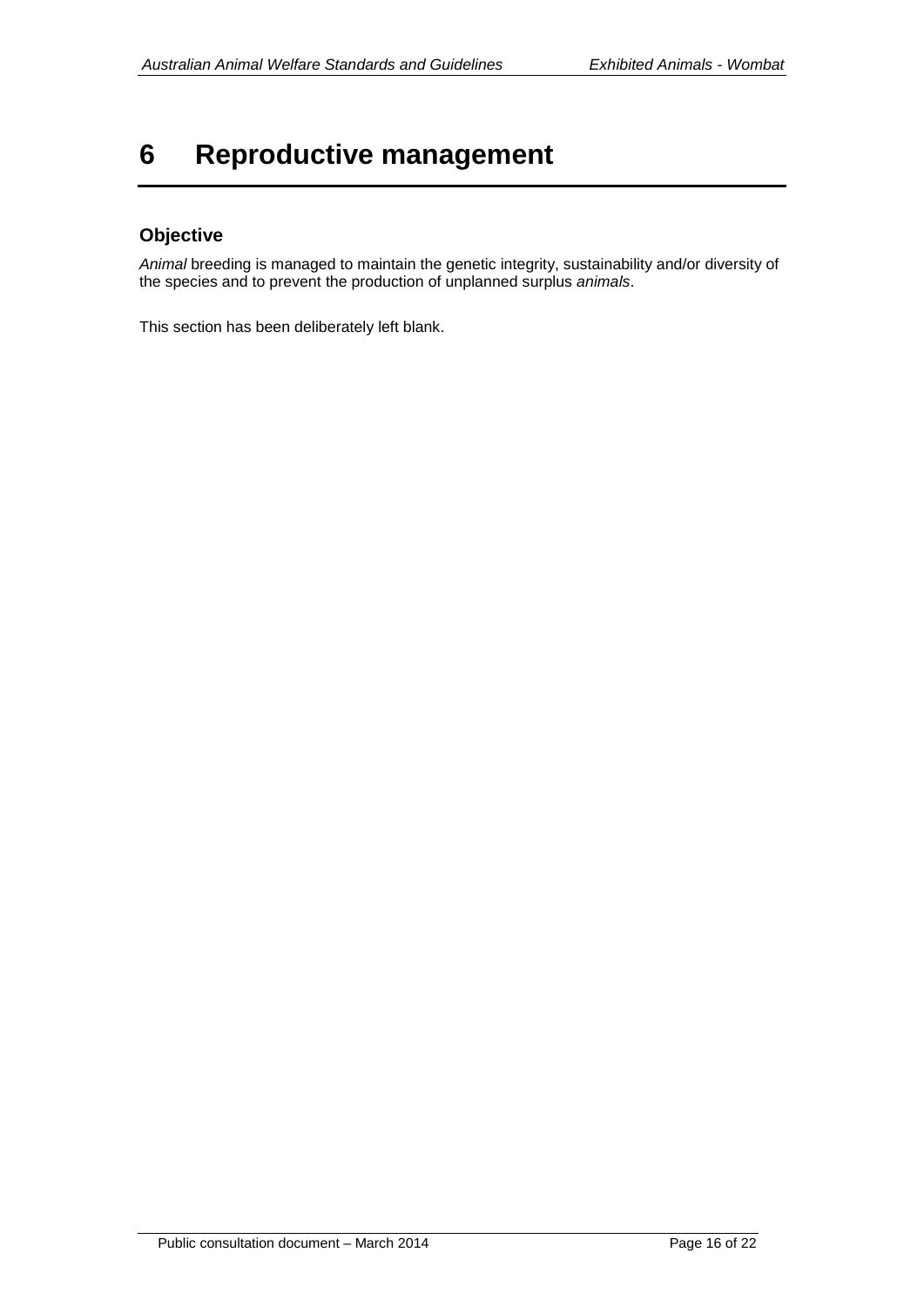# 6 Reproductive management

## Objective

*Animal* breeding is managed to maintain the genetic integrity, sustainability and/or diversity of the species and to prevent the production of unplanned surplus *animals*.

This section has been deliberately left blank.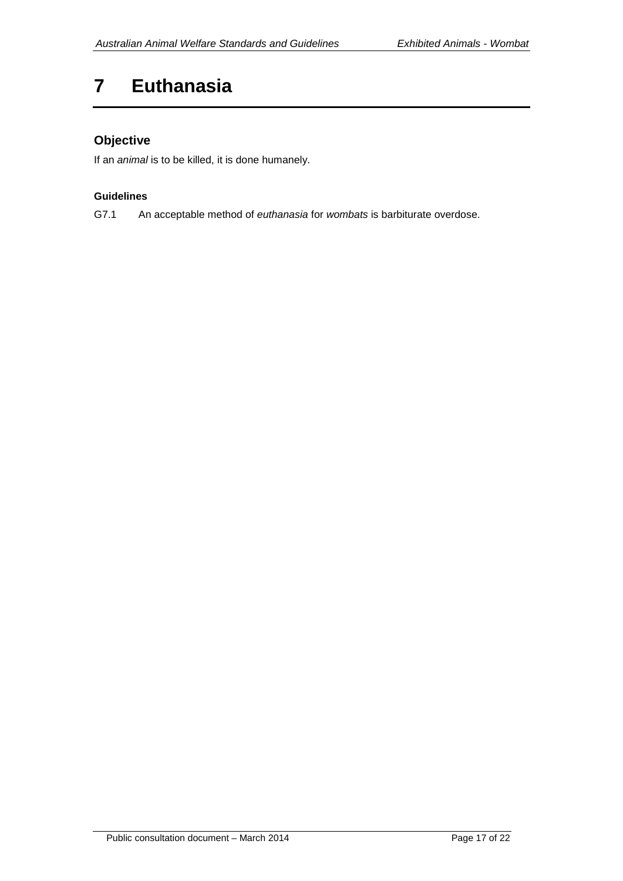# 7 Euthanasia

## Objective

If an *animal* is to be killed, it is done humanely.

#### Guidelines

G7.1 An acceptable method of *euthanasia* for *wombats* is barbiturate overdose.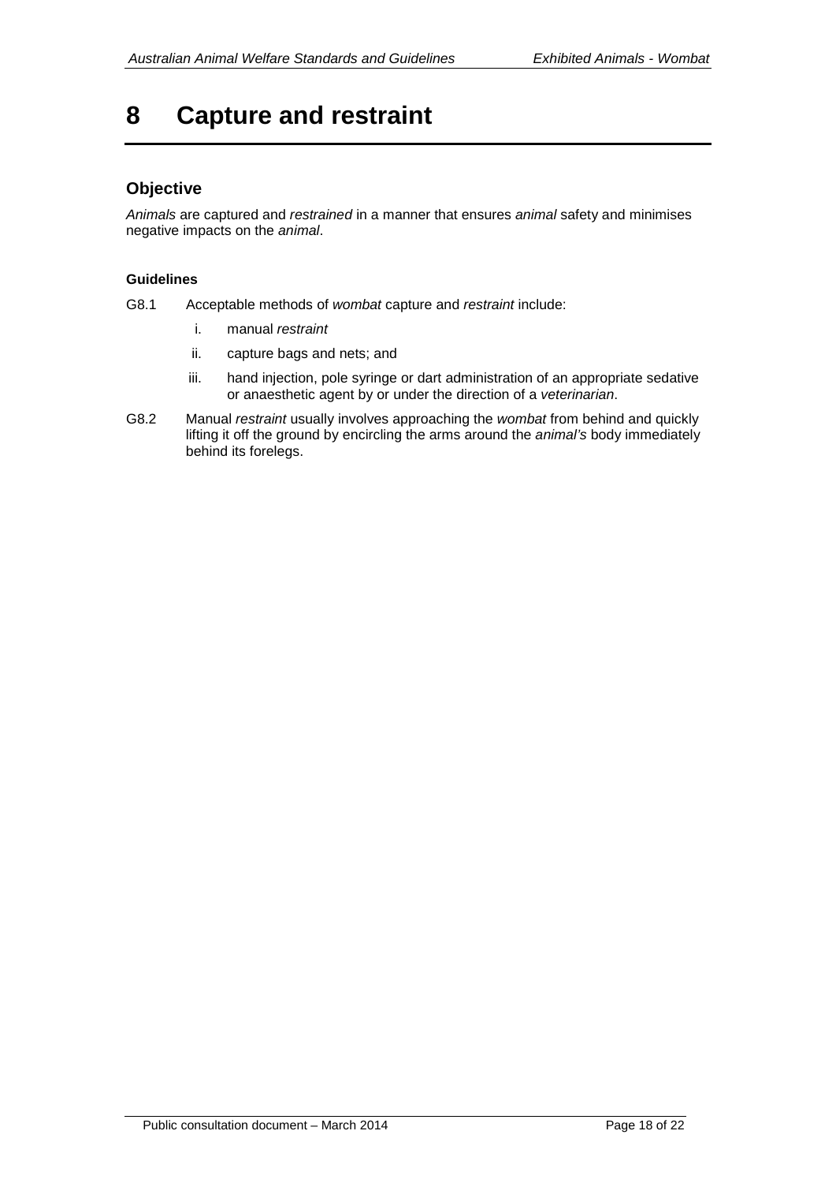# 8 Capture and restraint

## Objective

*Animals* are captured and *restrained* in a manner that ensures *animal* safety and minimises negative impacts on the *animal*.

**Guidelines**

G8.1 Acceptable methods of *wombat* capture and *restraint* include:

i. manual *restraint*

ii. capture bags and nets; and

iii. hand injection, pole syringe or dart administration of an appropriate sedative or anaesthetic agent by or under the direction of a *veterinarian*.

G8.2 Manual *restraint* usually involves approaching the *wombat* from behind and quickly lifting it off the ground by encircling the arms around the *animal's* body immediately behind its forelegs.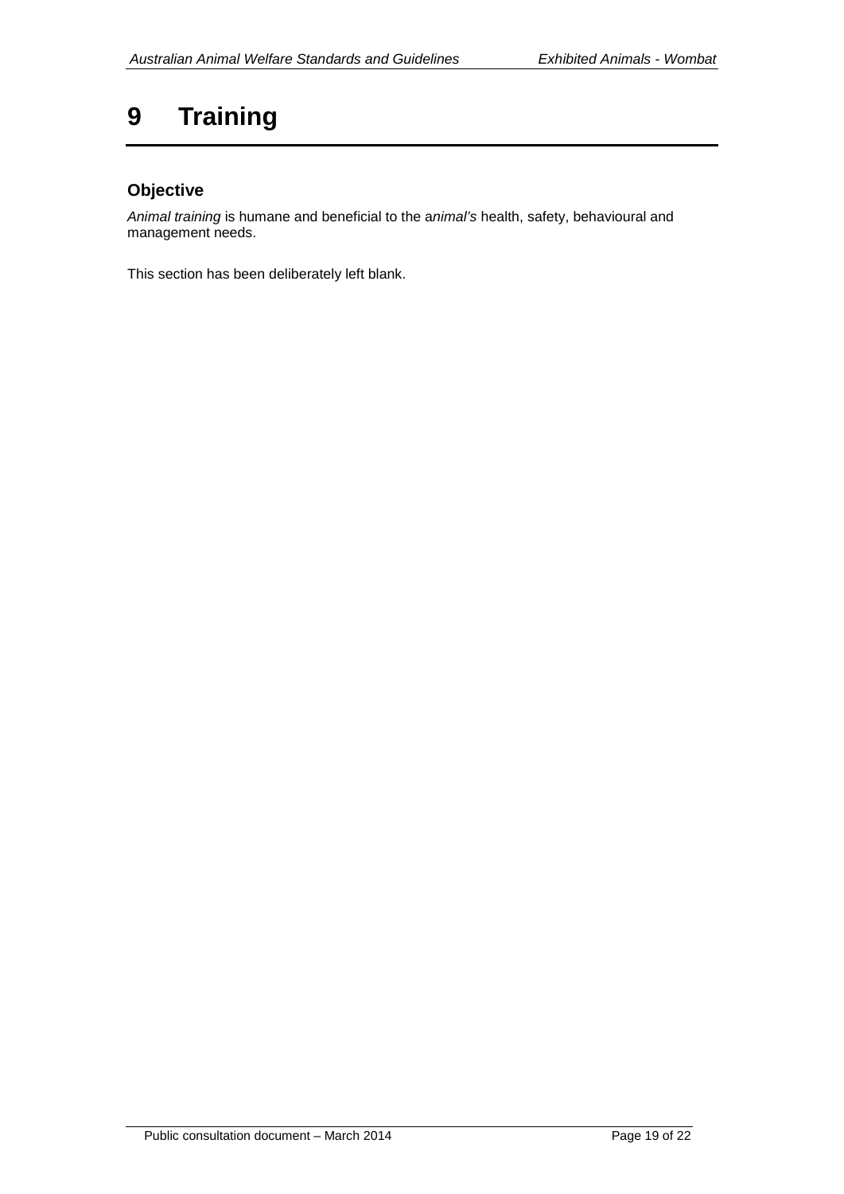# 9 Training

## Objective

*Animal training* is humane and beneficial to the a*nimal's* health, safety, behavioural and management needs.

This section has been deliberately left blank.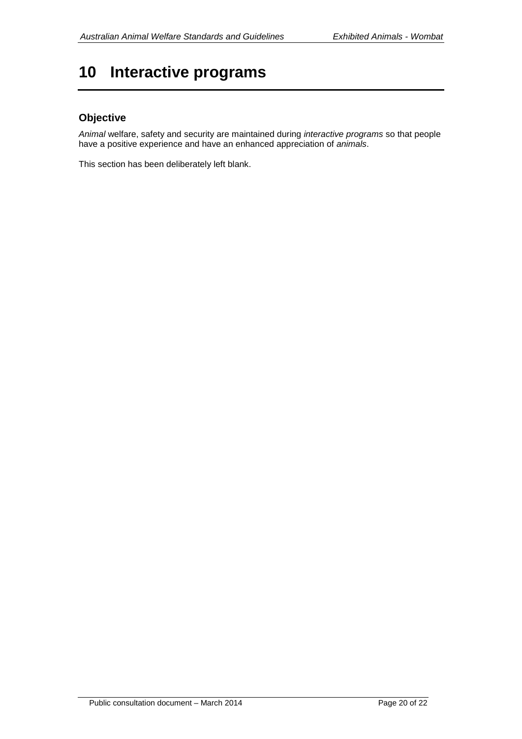# 10 Interactive programs

## Objective

*Animal* welfare, safety and security are maintained during *interactive programs* so that people have a positive experience and have an enhanced appreciation of *animals*.

This section has been deliberately left blank.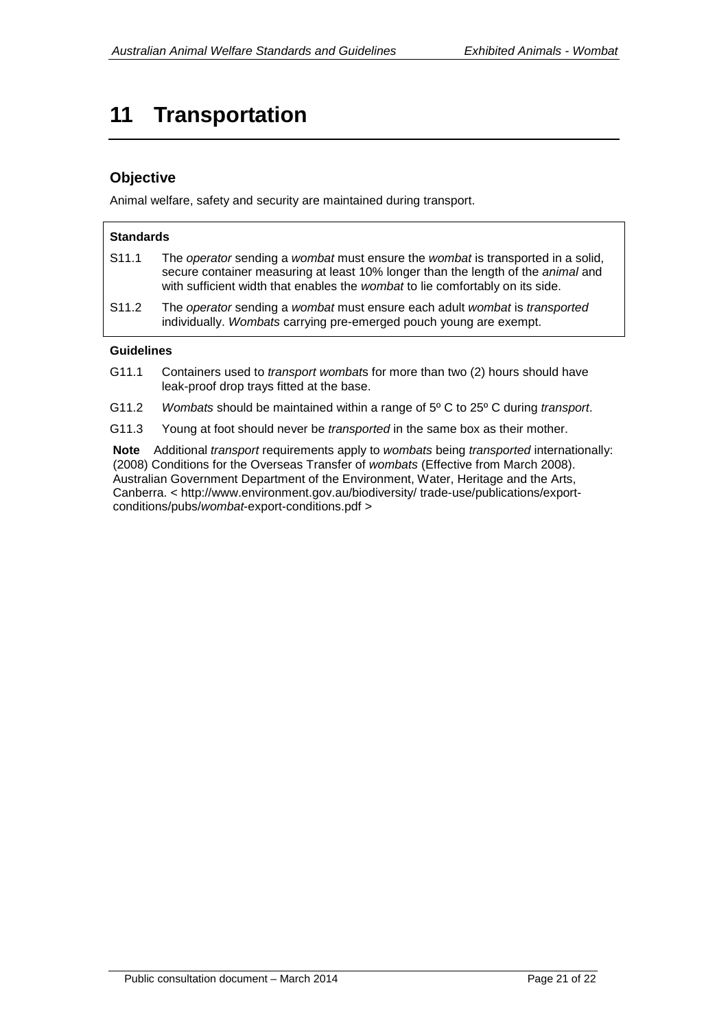# 11 Transportation

## Objective

Animal welfare, safety and security are maintained during transport.

**Standards**

S11.1 The *operator* sending a *wombat* must ensure the *wombat* is transported in a solid, secure container measuring at least 10% longer than the length of the *animal* and with sufficient width that enables the *wombat* to lie comfortably on its side.

S11.2 The *operator* sending a *wombat* must ensure each adult *wombat* is *transported* individually. *Wombats* carrying pre-emerged pouch young are exempt.

**Guidelines**

G11.1 Containers used to *transport wombats* for more than two (2) hours should have leak-proof drop trays fitted at the base.

G11.2 *Wombats* should be maintained within a range of 5º C to 25º C during *transport*.

G11.3 Young at foot should never be *transported* in the same box as their mother.

**Note** Additional *transport* requirements apply to *wombats* being *transported* internationally: (2008) Conditions for the Overseas Transfer of *wombats* (Effective from March 2008). Australian Government Department of the Environment, Water, Heritage and the Arts, Canberra. < http://www.environment.gov.au/biodiversity/ trade-use/publications/export-conditions/pubs/*wombat*-export-conditions.pdf >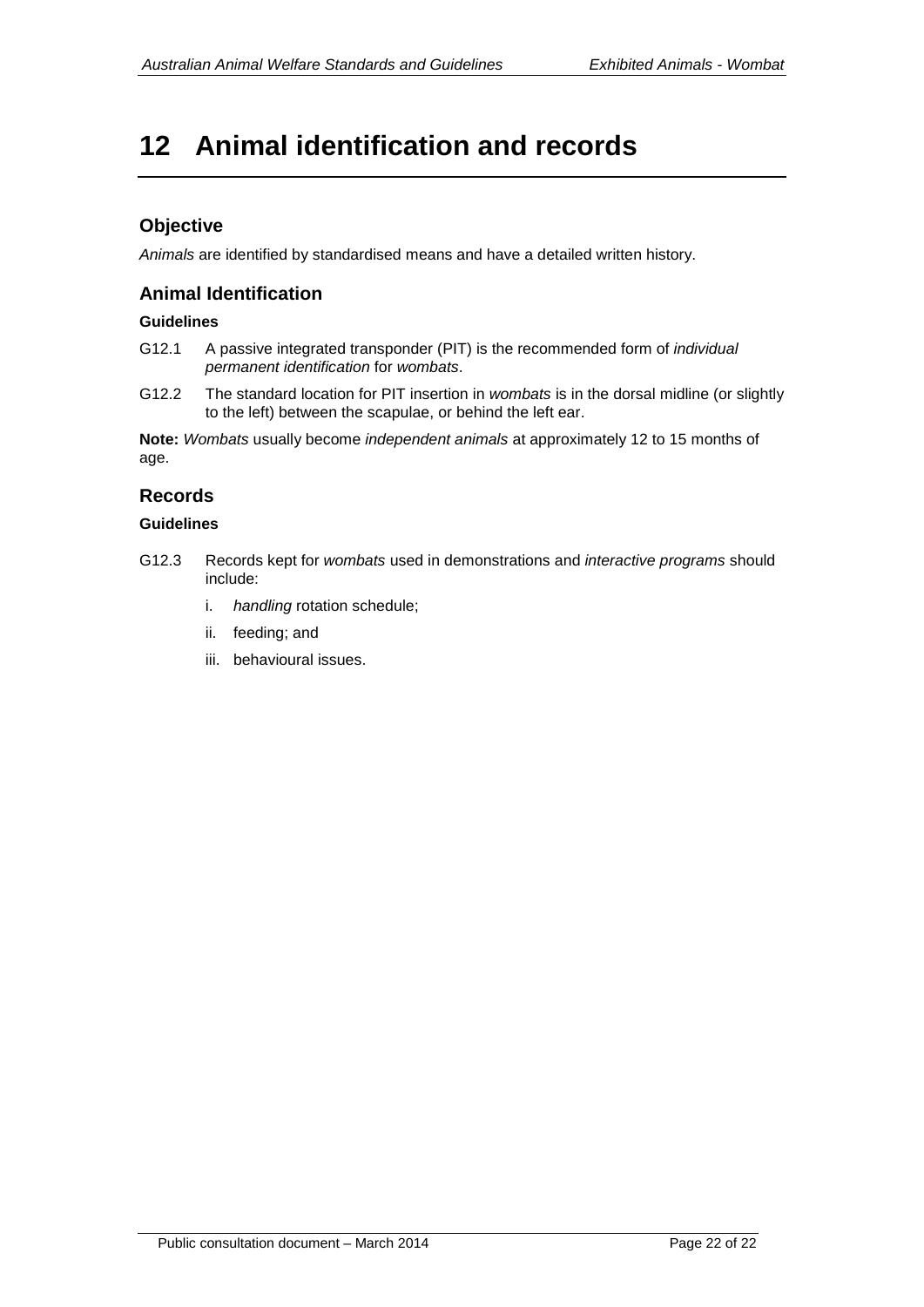# 12 Animal identification and records

## Objective

*Animals* are identified by standardised means and have a detailed written history.

## Animal Identification

**Guidelines**

G12.1 A passive integrated transponder (PIT) is the recommended form of *individual permanent identification* for *wombats*.

G12.2 The standard location for PIT insertion in *wombats* is in the dorsal midline (or slightly to the left) between the scapulae, or behind the left ear.

**Note:** *Wombats* usually become *independent animals* at approximately 12 to 15 months of age.

## Records

**Guidelines**

G12.3 Records kept for *wombats* used in demonstrations and *interactive programs* should include:

i. *handling* rotation schedule;

ii. feeding; and

iii. behavioural issues.